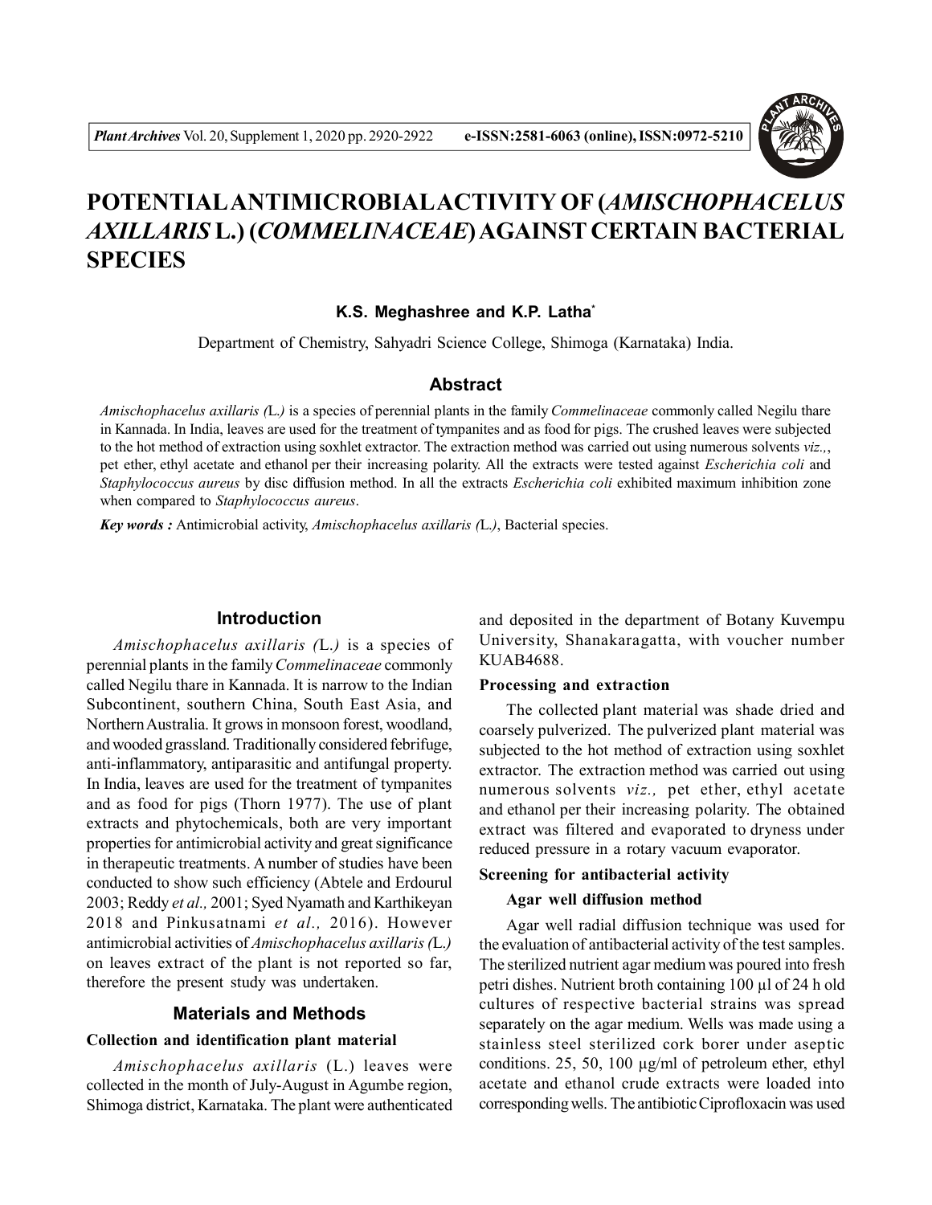# POTENTIAL ANTIMICROBIAL ACTIVITY OF (*AMISCHOPHACELUS AXILLARIS* L.) (*COMMELINACEAE*) AGAINST CERTAIN BACTERIAL SPECIES

**K.S. Meghashree and K.P. Latha***

Department of Chemistry, Sahyadri Science College, Shimoga (Karnataka) India.

## Abstract

*Amischophacelus axillaris (*L.*)* is a species of perennial plants in the family *Commelinaceae* commonly called Negilu thare in Kannada. In India, leaves are used for the treatment of tympanites and as food for pigs. The crushed leaves were subjected to the hot method of extraction using soxhlet extractor. The extraction method was carried out using numerous solvents *viz.,*, pet ether, ethyl acetate and ethanol per their increasing polarity. All the extracts were tested against *Escherichia coli* and *Staphylococcus aureus* by disc diffusion method. In all the extracts *Escherichia coli* exhibited maximum inhibition zone when compared to *Staphylococcus aureus*.

***Key words :*** Antimicrobial activity, *Amischophacelus axillaris (*L.*)*, Bacterial species.

## Introduction

*Amischophacelus axillaris (*L.*)* is a species of perennial plants in the family *Commelinaceae* commonly called Negilu thare in Kannada. It is narrow to the Indian Subcontinent, southern China, South East Asia, and Northern Australia. It grows in monsoon forest, woodland, and wooded grassland. Traditionally considered febrifuge, anti-inflammatory, antiparasitic and antifungal property. In India, leaves are used for the treatment of tympanites and as food for pigs (Thorn 1977). The use of plant extracts and phytochemicals, both are very important properties for antimicrobial activity and great significance in therapeutic treatments. A number of studies have been conducted to show such efficiency (Abtele and Erdourul 2003; Reddy *et al.,* 2001; Syed Nyamath and Karthikeyan 2018 and Pinkusatnami *et al.,* 2016). However antimicrobial activities of *Amischophacelus axillaris (*L.*)* on leaves extract of the plant is not reported so far, therefore the present study was undertaken.

## Materials and Methods

### Collection and identification plant material

*Amischophacelus axillaris* (L.) leaves were collected in the month of July-August in Agumbe region, Shimoga district, Karnataka. The plant were authenticated and deposited in the department of Botany Kuvempu University, Shanakaragatta, with voucher number KUAB4688.

### Processing and extraction

The collected plant material was shade dried and coarsely pulverized. The pulverized plant material was subjected to the hot method of extraction using soxhlet extractor. The extraction method was carried out using numerous solvents *viz.,* pet ether, ethyl acetate and ethanol per their increasing polarity. The obtained extract was filtered and evaporated to dryness under reduced pressure in a rotary vacuum evaporator.

### Screening for antibacterial activity

#### Agar well diffusion method

Agar well radial diffusion technique was used for the evaluation of antibacterial activity of the test samples. The sterilized nutrient agar medium was poured into fresh petri dishes. Nutrient broth containing 100 µl of 24 h old cultures of respective bacterial strains was spread separately on the agar medium. Wells was made using a stainless steel sterilized cork borer under aseptic conditions. 25, 50, 100 µg/ml of petroleum ether, ethyl acetate and ethanol crude extracts were loaded into corresponding wells. The antibiotic Ciprofloxacin was used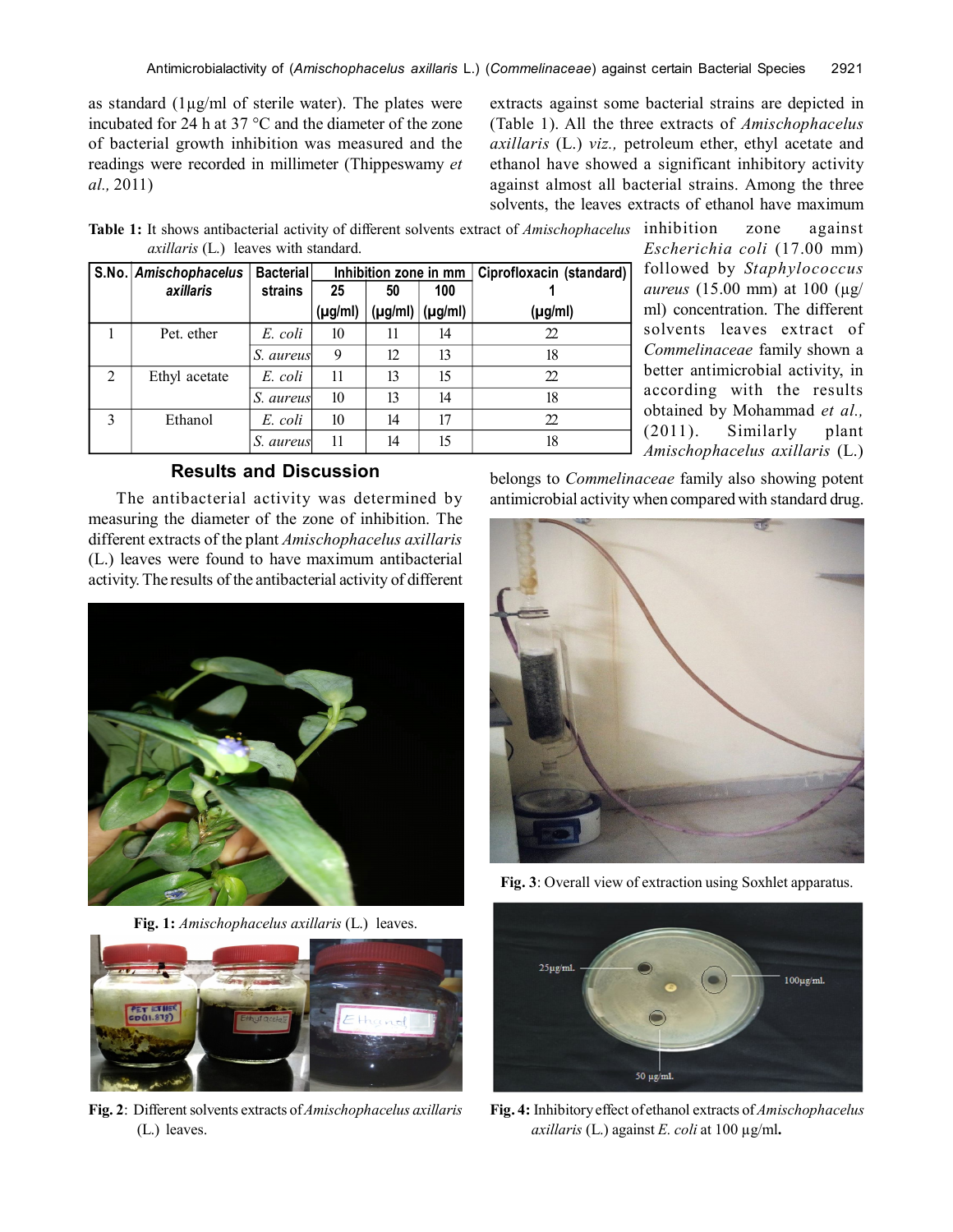as standard (1µg/ml of sterile water). The plates were incubated for 24 h at 37 °C and the diameter of the zone of bacterial growth inhibition was measured and the readings were recorded in millimeter (Thippeswamy *et al.,* 2011)

**Table 1:** It shows antibacterial activity of different solvents extract of *Amischophacelus axillaris* (L.) leaves with standard.

| S.No. | *Amischophacelus axillaris* | Bacterial strains | Inhibition zone in mm | | | Ciprofloxacin (standard) |
|---|---|---|---|---|---|---|
| | | | 25 (µg/ml) | 50 (µg/ml) | 100 (µg/ml) | 1 (µg/ml) |
| 1 | Pet. ether | *E. coli* | 10 | 11 | 14 | 22 |
| | | *S. aureus* | 9 | 12 | 13 | 18 |
| 2 | Ethyl acetate | *E. coli* | 11 | 13 | 15 | 22 |
| | | *S. aureus* | 10 | 13 | 14 | 18 |
| 3 | Ethanol | *E. coli* | 10 | 14 | 17 | 22 |
| | | *S. aureus* | 11 | 14 | 15 | 18 |

## Results and Discussion

The antibacterial activity was determined by measuring the diameter of the zone of inhibition. The different extracts of the plant *Amischophacelus axillaris* (L.) leaves were found to have maximum antibacterial activity. The results of the antibacterial activity of different extracts against some bacterial strains are depicted in (Table 1). All the three extracts of *Amischophacelus axillaris* (L.) *viz.,* petroleum ether, ethyl acetate and ethanol have showed a significant inhibitory activity against almost all bacterial strains. Among the three solvents, the leaves extracts of ethanol have maximum inhibition zone against *Escherichia coli* (17.00 mm) followed by *Staphylococcus aureus* (15.00 mm) at 100 (µg/ml) concentration. The different solvents leaves extract of *Commelinaceae* family shown a better antimicrobial activity, in according with the results obtained by Mohammad *et al.,* (2011). Similarly plant *Amischophacelus axillaris* (L.) belongs to *Commelinaceae* family also showing potent antimicrobial activity when compared with standard drug.

**Fig. 1:** *Amischophacelus axillaris* (L.) leaves.

**Fig. 2**: Different solvents extracts of *Amischophacelus axillaris* (L.) leaves.

**Fig. 3**: Overall view of extraction using Soxhlet apparatus.

**Fig. 4:** Inhibitory effect of ethanol extracts of *Amischophacelus axillaris* (L.) against *E. coli* at 100 µg/ml.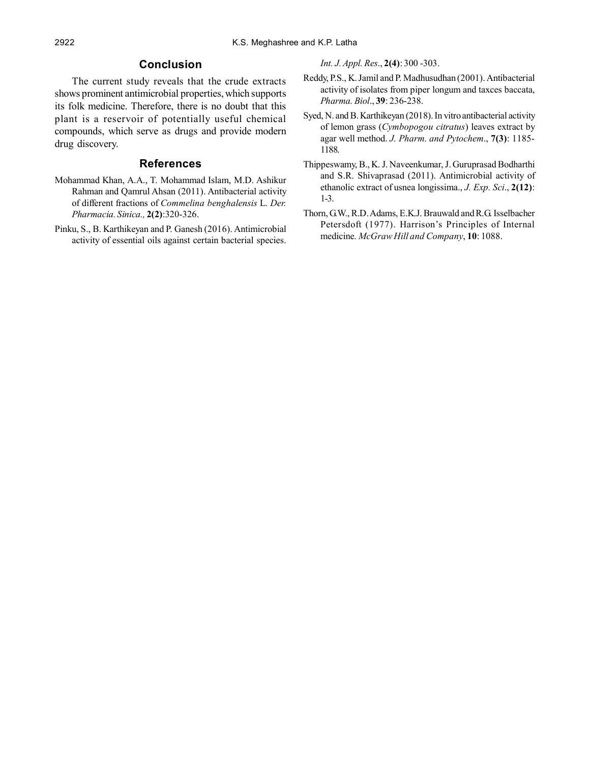## Conclusion

The current study reveals that the crude extracts shows prominent antimicrobial properties, which supports its folk medicine. Therefore, there is no doubt that this plant is a reservoir of potentially useful chemical compounds, which serve as drugs and provide modern drug discovery.

## References

Mohammad Khan, A.A., T. Mohammad Islam, M.D. Ashikur Rahman and Qamrul Ahsan (2011). Antibacterial activity of different fractions of *Commelina benghalensis* L. *Der. Pharmacia. Sinica.,* **2(2)**:320-326.

Pinku, S., B. Karthikeyan and P. Ganesh (2016). Antimicrobial activity of essential oils against certain bacterial species. *Int. J. Appl. Res*., **2(4)**: 300 -303.

Reddy, P.S., K. Jamil and P. Madhusudhan (2001). Antibacterial activity of isolates from piper longum and taxces baccata, *Pharma. Biol*., **39**: 236-238.

Syed, N. and B. Karthikeyan (2018). In vitro antibacterial activity of lemon grass (*Cymbopogou citratus*) leaves extract by agar well method. *J. Pharm. and Pytochem*., **7(3)**: 1185-1188.

Thippeswamy, B., K. J. Naveenkumar, J. Guruprasad Bodharthi and S.R. Shivaprasad (2011). Antimicrobial activity of ethanolic extract of usnea longissima., *J. Exp. Sci*., **2(12)**: 1-3.

Thorn, G.W., R.D. Adams, E.K.J. Brauwald and R.G. Isselbacher Petersdoft (1977). Harrison's Principles of Internal medicine. *McGraw Hill and Company*, **10**: 1088.